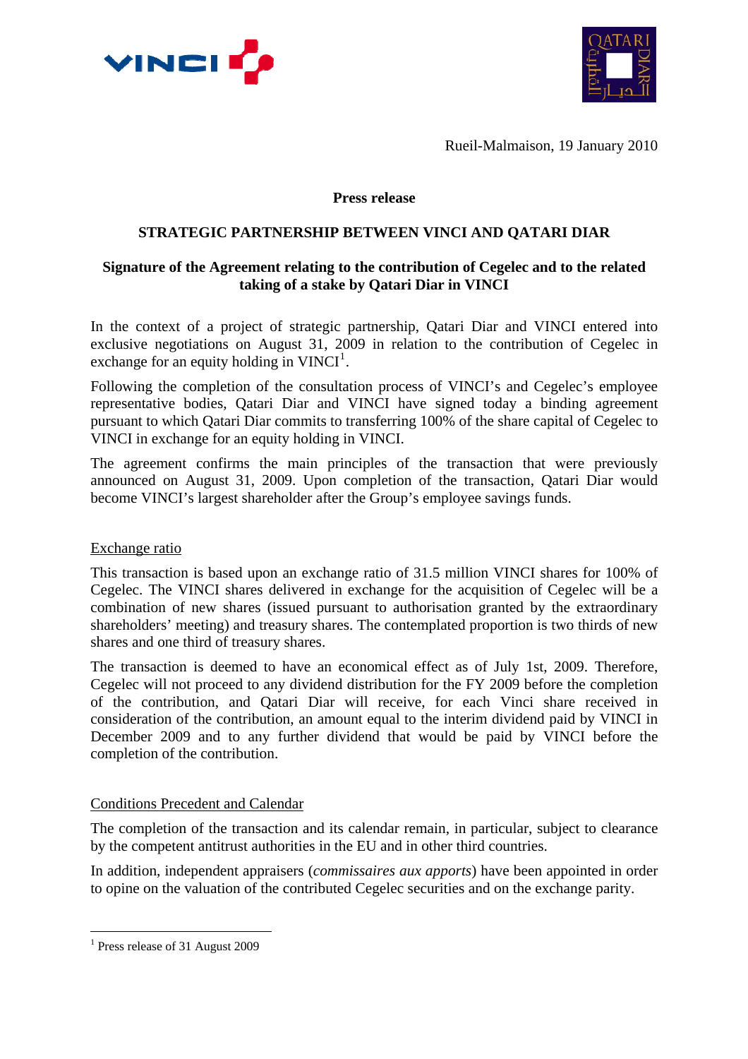Rueil-Malmaison, 19 January 2010

**Press release**

**STRATEGIC PARTNERSHIP BETWEEN VINCI AND QATARI DIAR**

**Signature of the Agreement relating to the contribution of Cegelec and to the related taking of a stake by Qatari Diar in VINCI**

In the context of a project of strategic partnership, Qatari Diar and VINCI entered into exclusive negotiations on August 31, 2009 in relation to the contribution of Cegelec in exchange for an equity holding in VINCI[1].

Following the completion of the consultation process of VINCI's and Cegelec's employee representative bodies, Qatari Diar and VINCI have signed today a binding agreement pursuant to which Qatari Diar commits to transferring 100% of the share capital of Cegelec to VINCI in exchange for an equity holding in VINCI.

The agreement confirms the main principles of the transaction that were previously announced on August 31, 2009. Upon completion of the transaction, Qatari Diar would become VINCI's largest shareholder after the Group's employee savings funds.

## Exchange ratio

This transaction is based upon an exchange ratio of 31.5 million VINCI shares for 100% of Cegelec. The VINCI shares delivered in exchange for the acquisition of Cegelec will be a combination of new shares (issued pursuant to authorisation granted by the extraordinary shareholders' meeting) and treasury shares. The contemplated proportion is two thirds of new shares and one third of treasury shares.

The transaction is deemed to have an economical effect as of July 1st, 2009. Therefore, Cegelec will not proceed to any dividend distribution for the FY 2009 before the completion of the contribution, and Qatari Diar will receive, for each Vinci share received in consideration of the contribution, an amount equal to the interim dividend paid by VINCI in December 2009 and to any further dividend that would be paid by VINCI before the completion of the contribution.

## Conditions Precedent and Calendar

The completion of the transaction and its calendar remain, in particular, subject to clearance by the competent antitrust authorities in the EU and in other third countries.

In addition, independent appraisers (*commissaires aux apports*) have been appointed in order to opine on the valuation of the contributed Cegelec securities and on the exchange parity.

---

[1] Press release of 31 August 2009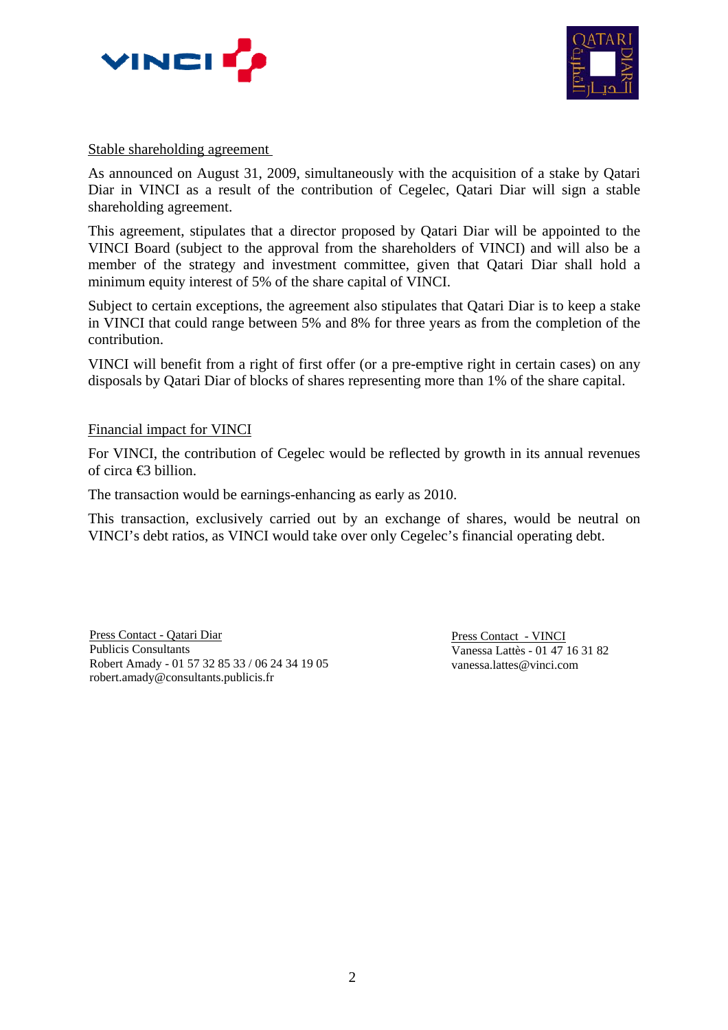Stable shareholding agreement

As announced on August 31, 2009, simultaneously with the acquisition of a stake by Qatari Diar in VINCI as a result of the contribution of Cegelec, Qatari Diar will sign a stable shareholding agreement.

This agreement, stipulates that a director proposed by Qatari Diar will be appointed to the VINCI Board (subject to the approval from the shareholders of VINCI) and will also be a member of the strategy and investment committee, given that Qatari Diar shall hold a minimum equity interest of 5% of the share capital of VINCI.

Subject to certain exceptions, the agreement also stipulates that Qatari Diar is to keep a stake in VINCI that could range between 5% and 8% for three years as from the completion of the contribution.

VINCI will benefit from a right of first offer (or a pre-emptive right in certain cases) on any disposals by Qatari Diar of blocks of shares representing more than 1% of the share capital.

Financial impact for VINCI

For VINCI, the contribution of Cegelec would be reflected by growth in its annual revenues of circa €3 billion.

The transaction would be earnings-enhancing as early as 2010.

This transaction, exclusively carried out by an exchange of shares, would be neutral on VINCI's debt ratios, as VINCI would take over only Cegelec's financial operating debt.

Press Contact - Qatari Diar
Publicis Consultants
Robert Amady - 01 57 32 85 33 / 06 24 34 19 05
robert.amady@consultants.publicis.fr

Press Contact - VINCI
Vanessa Lattès - 01 47 16 31 82
vanessa.lattes@vinci.com